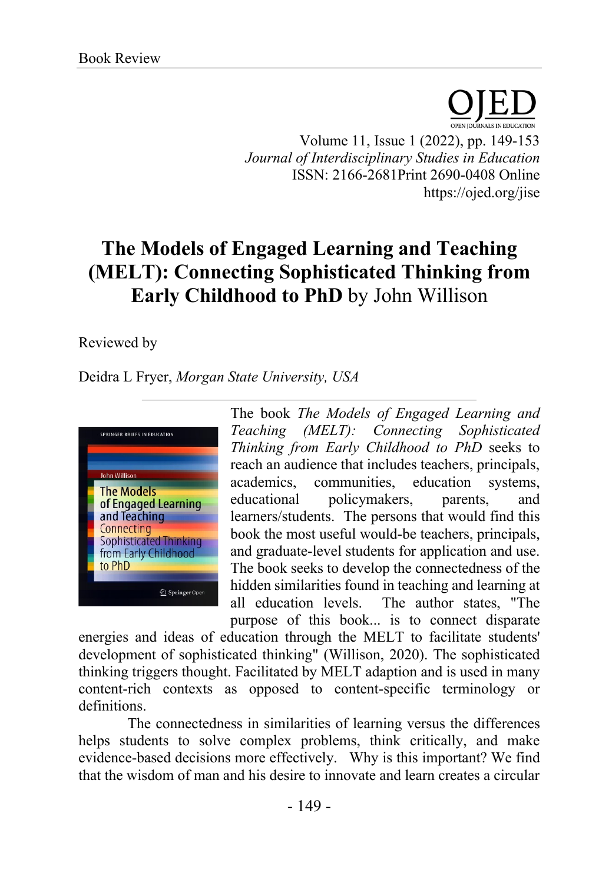Book Review

# The Models of Engaged Learning and Teaching (MELT): Connecting Sophisticated Thinking from Early Childhood to PhD by John Willison

Reviewed by

Deidra L Fryer, *Morgan State University, USA*

The book *The Models of Engaged Learning and Teaching (MELT): Connecting Sophisticated Thinking from Early Childhood to PhD* seeks to reach an audience that includes teachers, principals, academics, communities, education systems, educational policymakers, parents, and learners/students. The persons that would find this book the most useful would-be teachers, principals, and graduate-level students for application and use. The book seeks to develop the connectedness of the hidden similarities found in teaching and learning at all education levels. The author states, "The purpose of this book... is to connect disparate energies and ideas of education through the MELT to facilitate students' development of sophisticated thinking" (Willison, 2020). The sophisticated thinking triggers thought. Facilitated by MELT adaption and is used in many content-rich contexts as opposed to content-specific terminology or definitions.

The connectedness in similarities of learning versus the differences helps students to solve complex problems, think critically, and make evidence-based decisions more effectively. Why is this important? We find that the wisdom of man and his desire to innovate and learn creates a circular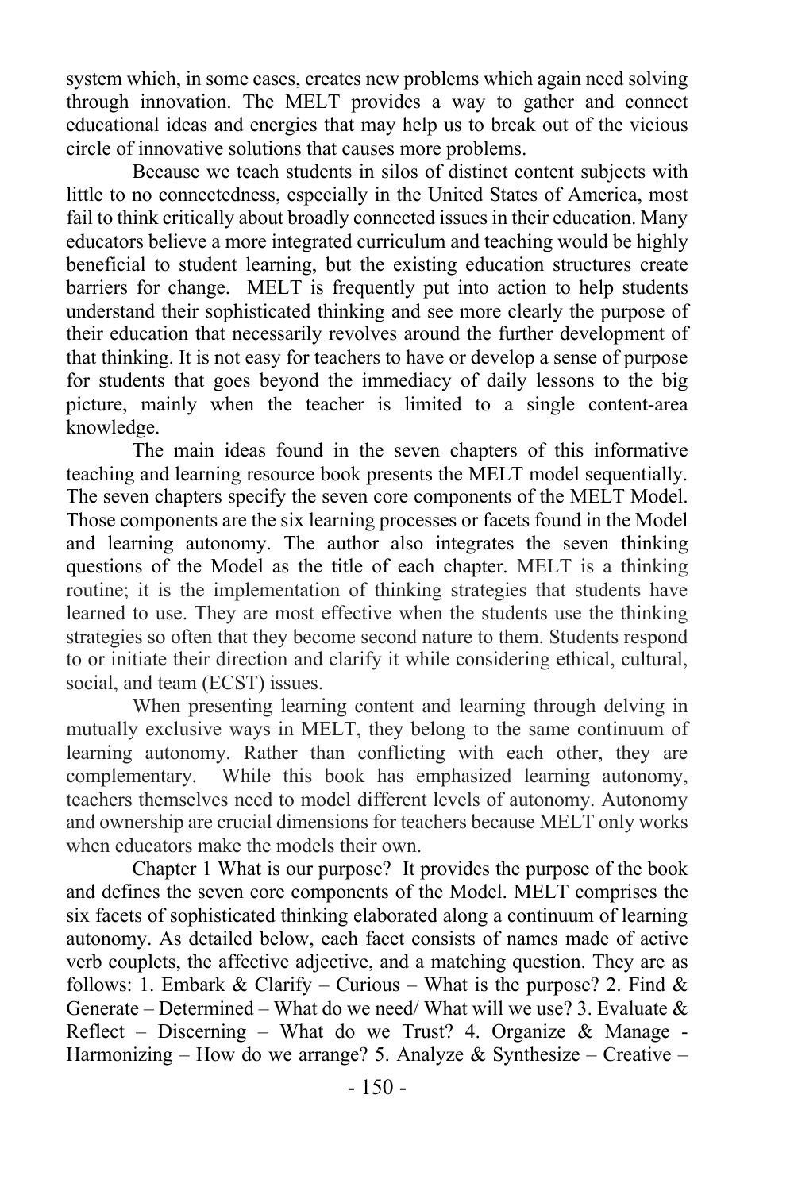system which, in some cases, creates new problems which again need solving through innovation. The MELT provides a way to gather and connect educational ideas and energies that may help us to break out of the vicious circle of innovative solutions that causes more problems.

Because we teach students in silos of distinct content subjects with little to no connectedness, especially in the United States of America, most fail to think critically about broadly connected issues in their education. Many educators believe a more integrated curriculum and teaching would be highly beneficial to student learning, but the existing education structures create barriers for change. MELT is frequently put into action to help students understand their sophisticated thinking and see more clearly the purpose of their education that necessarily revolves around the further development of that thinking. It is not easy for teachers to have or develop a sense of purpose for students that goes beyond the immediacy of daily lessons to the big picture, mainly when the teacher is limited to a single content-area knowledge.

The main ideas found in the seven chapters of this informative teaching and learning resource book presents the MELT model sequentially. The seven chapters specify the seven core components of the MELT Model. Those components are the six learning processes or facets found in the Model and learning autonomy. The author also integrates the seven thinking questions of the Model as the title of each chapter. MELT is a thinking routine; it is the implementation of thinking strategies that students have learned to use. They are most effective when the students use the thinking strategies so often that they become second nature to them. Students respond to or initiate their direction and clarify it while considering ethical, cultural, social, and team (ECST) issues.

When presenting learning content and learning through delving in mutually exclusive ways in MELT, they belong to the same continuum of learning autonomy. Rather than conflicting with each other, they are complementary. While this book has emphasized learning autonomy, teachers themselves need to model different levels of autonomy. Autonomy and ownership are crucial dimensions for teachers because MELT only works when educators make the models their own.

Chapter 1 What is our purpose? It provides the purpose of the book and defines the seven core components of the Model. MELT comprises the six facets of sophisticated thinking elaborated along a continuum of learning autonomy. As detailed below, each facet consists of names made of active verb couplets, the affective adjective, and a matching question. They are as follows: 1. Embark & Clarify – Curious – What is the purpose? 2. Find & Generate – Determined – What do we need/ What will we use? 3. Evaluate & Reflect – Discerning – What do we Trust? 4. Organize & Manage - Harmonizing – How do we arrange? 5. Analyze & Synthesize – Creative –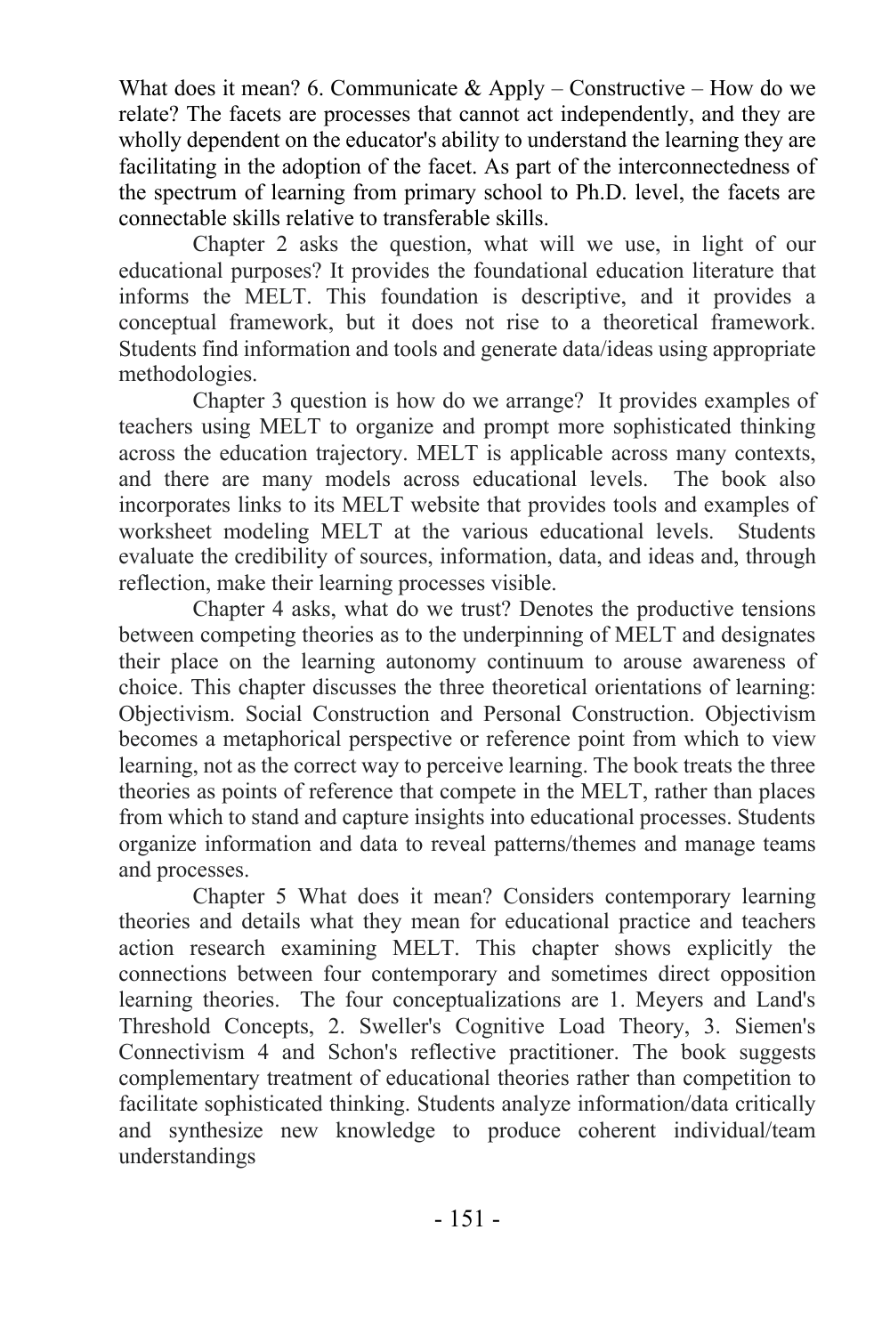What does it mean? 6. Communicate & Apply – Constructive – How do we relate? The facets are processes that cannot act independently, and they are wholly dependent on the educator's ability to understand the learning they are facilitating in the adoption of the facet. As part of the interconnectedness of the spectrum of learning from primary school to Ph.D. level, the facets are connectable skills relative to transferable skills.

Chapter 2 asks the question, what will we use, in light of our educational purposes? It provides the foundational education literature that informs the MELT. This foundation is descriptive, and it provides a conceptual framework, but it does not rise to a theoretical framework. Students find information and tools and generate data/ideas using appropriate methodologies.

Chapter 3 question is how do we arrange? It provides examples of teachers using MELT to organize and prompt more sophisticated thinking across the education trajectory. MELT is applicable across many contexts, and there are many models across educational levels. The book also incorporates links to its MELT website that provides tools and examples of worksheet modeling MELT at the various educational levels. Students evaluate the credibility of sources, information, data, and ideas and, through reflection, make their learning processes visible.

Chapter 4 asks, what do we trust? Denotes the productive tensions between competing theories as to the underpinning of MELT and designates their place on the learning autonomy continuum to arouse awareness of choice. This chapter discusses the three theoretical orientations of learning: Objectivism. Social Construction and Personal Construction. Objectivism becomes a metaphorical perspective or reference point from which to view learning, not as the correct way to perceive learning. The book treats the three theories as points of reference that compete in the MELT, rather than places from which to stand and capture insights into educational processes. Students organize information and data to reveal patterns/themes and manage teams and processes.

Chapter 5 What does it mean? Considers contemporary learning theories and details what they mean for educational practice and teachers action research examining MELT. This chapter shows explicitly the connections between four contemporary and sometimes direct opposition learning theories. The four conceptualizations are 1. Meyers and Land's Threshold Concepts, 2. Sweller's Cognitive Load Theory, 3. Siemen's Connectivism 4 and Schon's reflective practitioner. The book suggests complementary treatment of educational theories rather than competition to facilitate sophisticated thinking. Students analyze information/data critically and synthesize new knowledge to produce coherent individual/team understandings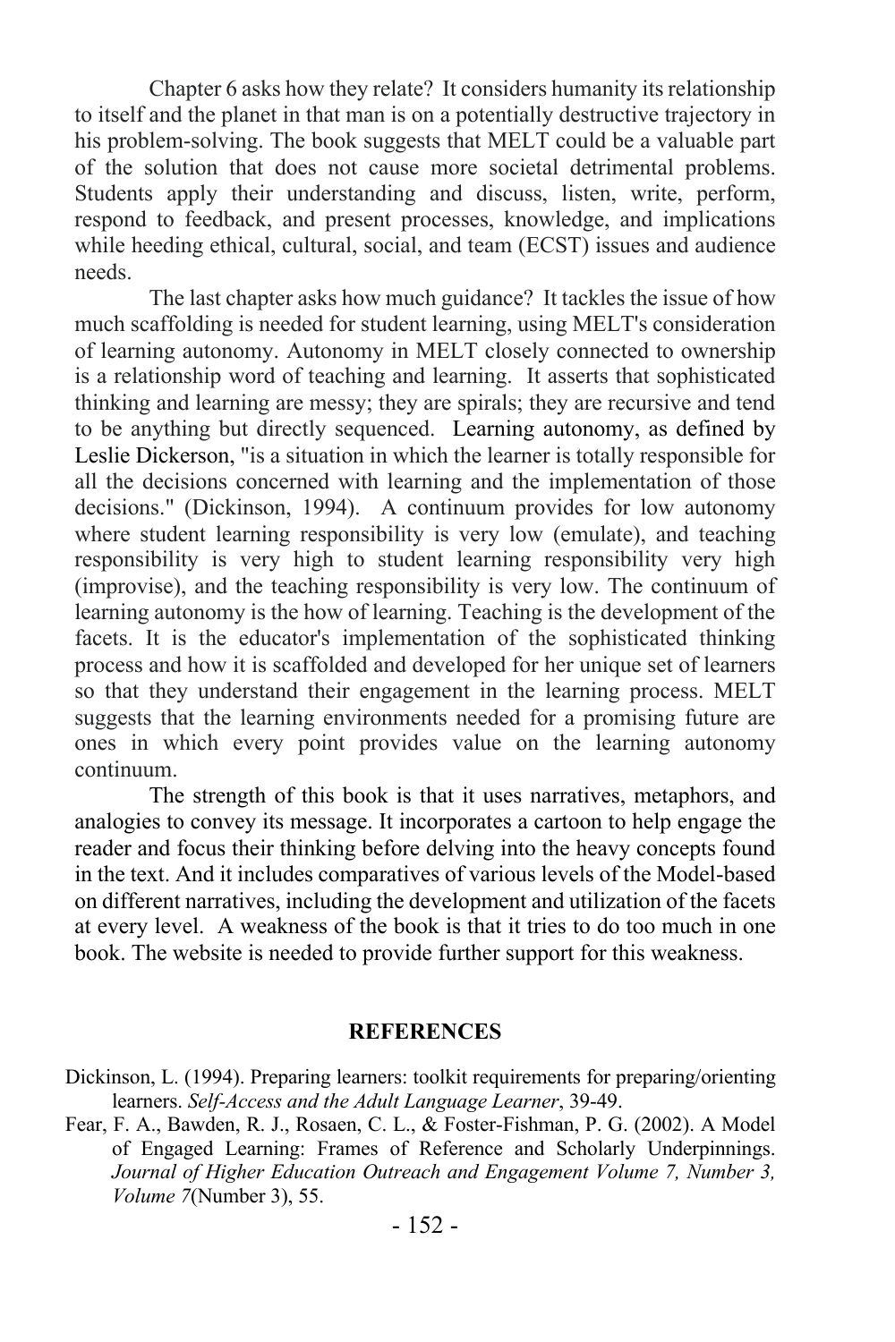Chapter 6 asks how they relate? It considers humanity its relationship to itself and the planet in that man is on a potentially destructive trajectory in his problem-solving. The book suggests that MELT could be a valuable part of the solution that does not cause more societal detrimental problems. Students apply their understanding and discuss, listen, write, perform, respond to feedback, and present processes, knowledge, and implications while heeding ethical, cultural, social, and team (ECST) issues and audience needs.

The last chapter asks how much guidance? It tackles the issue of how much scaffolding is needed for student learning, using MELT's consideration of learning autonomy. Autonomy in MELT closely connected to ownership is a relationship word of teaching and learning. It asserts that sophisticated thinking and learning are messy; they are spirals; they are recursive and tend to be anything but directly sequenced. Learning autonomy, as defined by Leslie Dickerson, "is a situation in which the learner is totally responsible for all the decisions concerned with learning and the implementation of those decisions." (Dickinson, 1994). A continuum provides for low autonomy where student learning responsibility is very low (emulate), and teaching responsibility is very high to student learning responsibility very high (improvise), and the teaching responsibility is very low. The continuum of learning autonomy is the how of learning. Teaching is the development of the facets. It is the educator's implementation of the sophisticated thinking process and how it is scaffolded and developed for her unique set of learners so that they understand their engagement in the learning process. MELT suggests that the learning environments needed for a promising future are ones in which every point provides value on the learning autonomy continuum.

The strength of this book is that it uses narratives, metaphors, and analogies to convey its message. It incorporates a cartoon to help engage the reader and focus their thinking before delving into the heavy concepts found in the text. And it includes comparatives of various levels of the Model-based on different narratives, including the development and utilization of the facets at every level. A weakness of the book is that it tries to do too much in one book. The website is needed to provide further support for this weakness.

## REFERENCES

Dickinson, L. (1994). Preparing learners: toolkit requirements for preparing/orienting learners. *Self-Access and the Adult Language Learner*, 39-49.

Fear, F. A., Bawden, R. J., Rosaen, C. L., & Foster-Fishman, P. G. (2002). A Model of Engaged Learning: Frames of Reference and Scholarly Underpinnings. *Journal of Higher Education Outreach and Engagement Volume 7, Number 3, Volume 7*(Number 3), 55.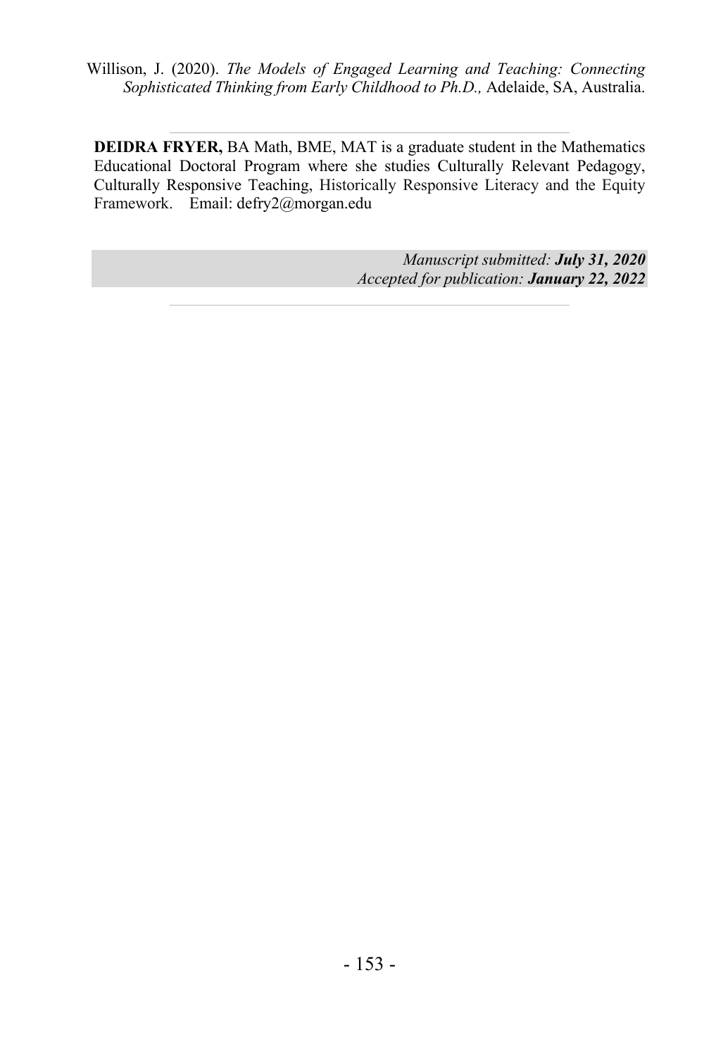Willison, J. (2020). *The Models of Engaged Learning and Teaching: Connecting Sophisticated Thinking from Early Childhood to Ph.D.,* Adelaide, SA, Australia.

---

**DEIDRA FRYER,** BA Math, BME, MAT is a graduate student in the Mathematics Educational Doctoral Program where she studies Culturally Relevant Pedagogy, Culturally Responsive Teaching, Historically Responsive Literacy and the Equity Framework. Email: defry2@morgan.edu

*Manuscript submitted:* ***July 31, 2020***
*Accepted for publication:* ***January 22, 2022***

---